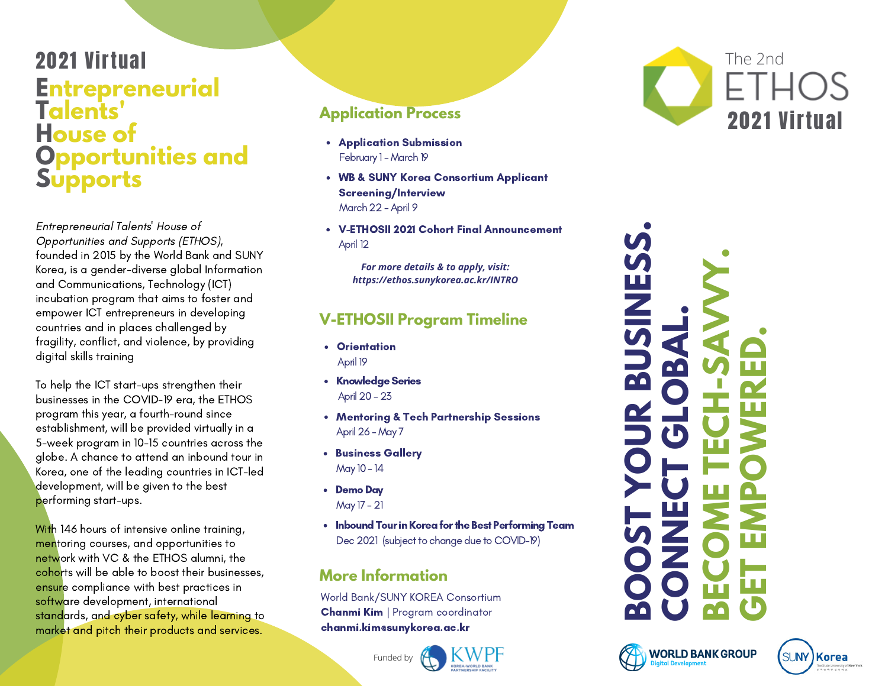# 2021 Virtual

# Entrepreneurial Talents' House of Opportunities and Supports

*Entrepreneurial Talents' House of Opportunities and Supports (ETHOS),* founded in 2015 by the World Bank and SUNY Korea, is a gender-diverse global Information and Communications, Technology (ICT) incubation program that aims to foster and empower ICT entrepreneurs in developing countries and in places challenged by fragility, conflict, and violence, by providing digital skills training

To help the ICT start-ups strengthen their businesses in the COVID-19 era, the ETHOS program this year, a fourth-round since establishment, will be provided virtually in a 5-week program in 10-15 countries across the globe. A chance to attend an inbound tour in Korea, one of the leading countries in ICT-led development, will be given to the best performing start-ups.

With 146 hours of intensive online training, mentoring courses, and opportunities to network with VC & the ETHOS alumni, the cohorts will be able to boost their businesses, ensure compliance with best practices in software development, international standards, and cyber safety, while learning to market and pitch their products and services.

## Application Process

- **Application Submission**
  February 1 - March 19
- **WB & SUNY Korea Consortium Applicant Screening/Interview**
  March 22 - April 9
- **V-ETHOSII 2021 Cohort Final Announcement**
  April 12

***For more details & to apply, visit: https://ethos.sunykorea.ac.kr/INTRO***

## V-ETHOSII Program Timeline

- **Orientation**
  April 19
- **Knowledge Series**
  April 20 - 23
- **Mentoring & Tech Partnership Sessions**
  April 26 - May 7
- **Business Gallery**
  May 10 - 14
- **Demo Day**
  May 17 - 21
- **Inbound Tour in Korea for the Best Performing Team**
  Dec 2021 (subject to change due to COVID-19)

## More Information

World Bank/SUNY KOREA Consortium
**Chanmi Kim** | Program coordinator
**chanmi.kim@sunykorea.ac.kr**

Funded by KWPF (KOREA-WORLD BANK PARTNERSHIP FACILITY)

The 2nd ETHOS
**2021 Virtual**

**BOOST YOUR BUSINESS.**
**CONNECT GLOBAL.**
**BECOME TECH-SAVVY.**
**GET EMPOWERED.**

WORLD BANK GROUP Digital Development

SUNY Korea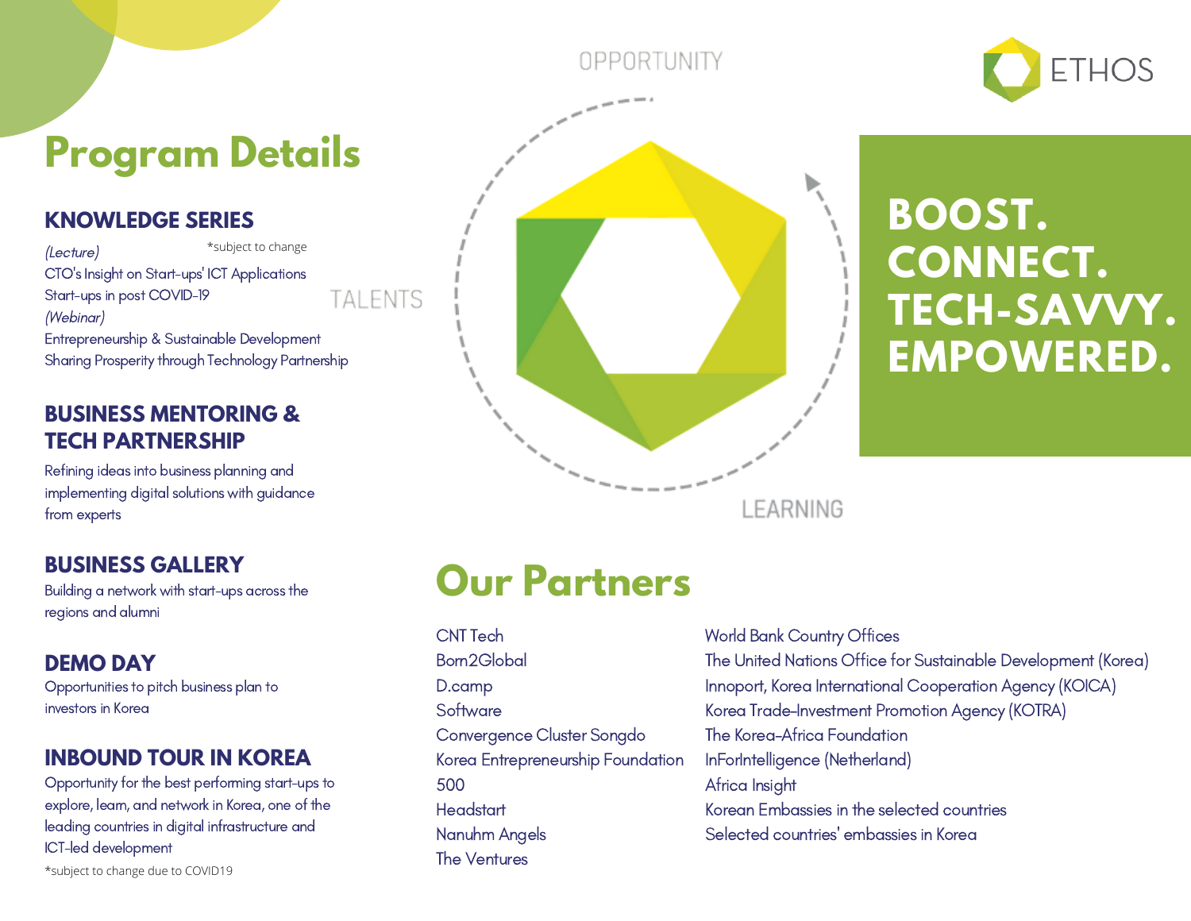ETHOS

# Program Details

## KNOWLEDGE SERIES

*subject to change

*(Lecture)*
CTO's Insight on Start-ups' ICT Applications
Start-ups in post COVID-19
*(Webinar)*
Entrepreneurship & Sustainable Development
Sharing Prosperity through Technology Partnership

## BUSINESS MENTORING & TECH PARTNERSHIP

Refining ideas into business planning and implementing digital solutions with guidance from experts

## BUSINESS GALLERY

Building a network with start-ups across the regions and alumni

## DEMO DAY

Opportunities to pitch business plan to investors in Korea

## INBOUND TOUR IN KOREA

Opportunity for the best performing start-ups to explore, learn, and network in Korea, one of the leading countries in digital infrastructure and ICT-led development

*subject to change due to COVID19

OPPORTUNITY

TALENTS

LEARNING

**BOOST. CONNECT. TECH-SAVVY. EMPOWERED.**

# Our Partners

- CNT Tech
- Born2Global
- D.camp
- Software
- Convergence Cluster Songdo
- Korea Entrepreneurship Foundation
- 500
- Headstart
- Nanuhm Angels
- The Ventures
- World Bank Country Offices
- The United Nations Office for Sustainable Development (Korea)
- Innoport, Korea International Cooperation Agency (KOICA)
- Korea Trade-Investment Promotion Agency (KOTRA)
- The Korea-Africa Foundation
- InForIntelligence (Netherland)
- Africa Insight
- Korean Embassies in the selected countries
- Selected countries' embassies in Korea